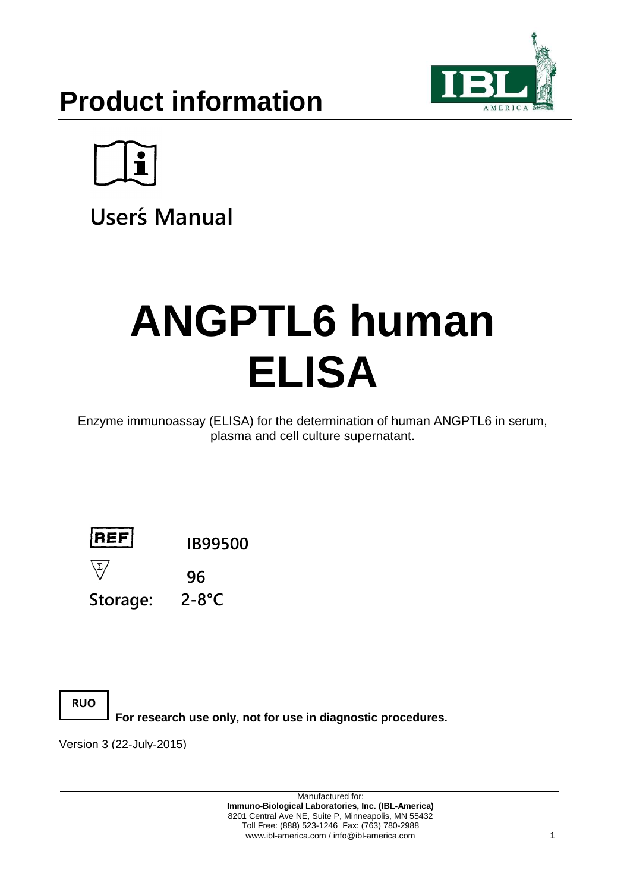# Product information

User's Manual

# ANGPTL6 human ELISA

Enzyme immunoassay (ELISA) for the determination of human ANGPTL6 in serum, plasma and cell culture supernatant.

REF IB99500

Σ 96

Storage: 2-8°C

RUO

**For research use only, not for use in diagnostic procedures.**

Version 3 (22-July-2015)

Manufactured for:
**Immuno-Biological Laboratories, Inc. (IBL-America)**
8201 Central Ave NE, Suite P, Minneapolis, MN 55432
Toll Free: (888) 523-1246 Fax: (763) 780-2988
www.ibl-america.com / info@ibl-america.com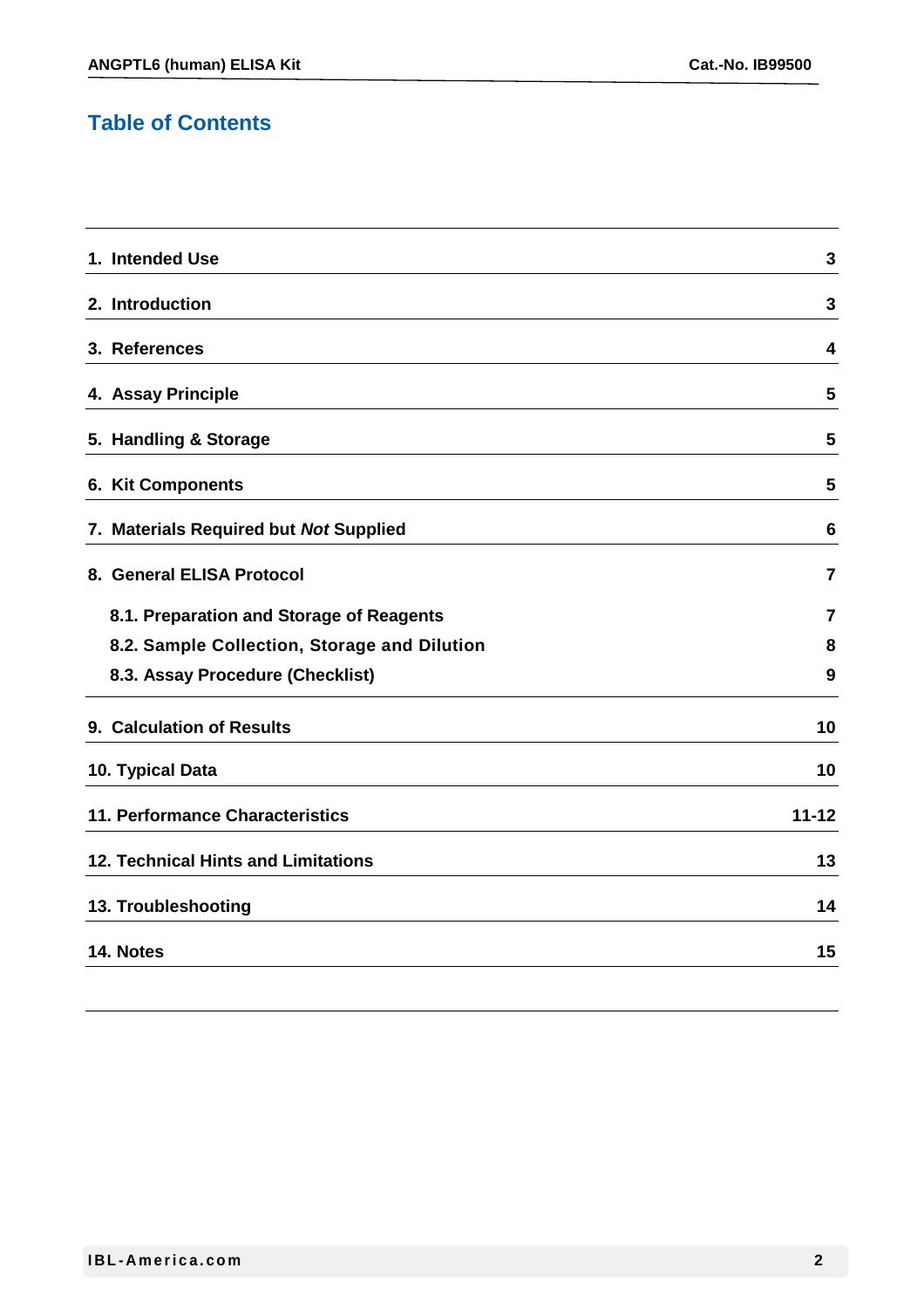## Table of Contents

| | |
|---|---|
| **1. Intended Use** | **3** |
| **2. Introduction** | **3** |
| **3. References** | **4** |
| **4. Assay Principle** | **5** |
| **5. Handling & Storage** | **5** |
| **6. Kit Components** | **5** |
| **7. Materials Required but *Not* Supplied** | **6** |
| **8. General ELISA Protocol** | **7** |
| **8.1. Preparation and Storage of Reagents** | **7** |
| **8.2. Sample Collection, Storage and Dilution** | **8** |
| **8.3. Assay Procedure (Checklist)** | **9** |
| **9. Calculation of Results** | **10** |
| **10. Typical Data** | **10** |
| **11. Performance Characteristics** | **11-12** |
| **12. Technical Hints and Limitations** | **13** |
| **13. Troubleshooting** | **14** |
| **14. Notes** | **15** |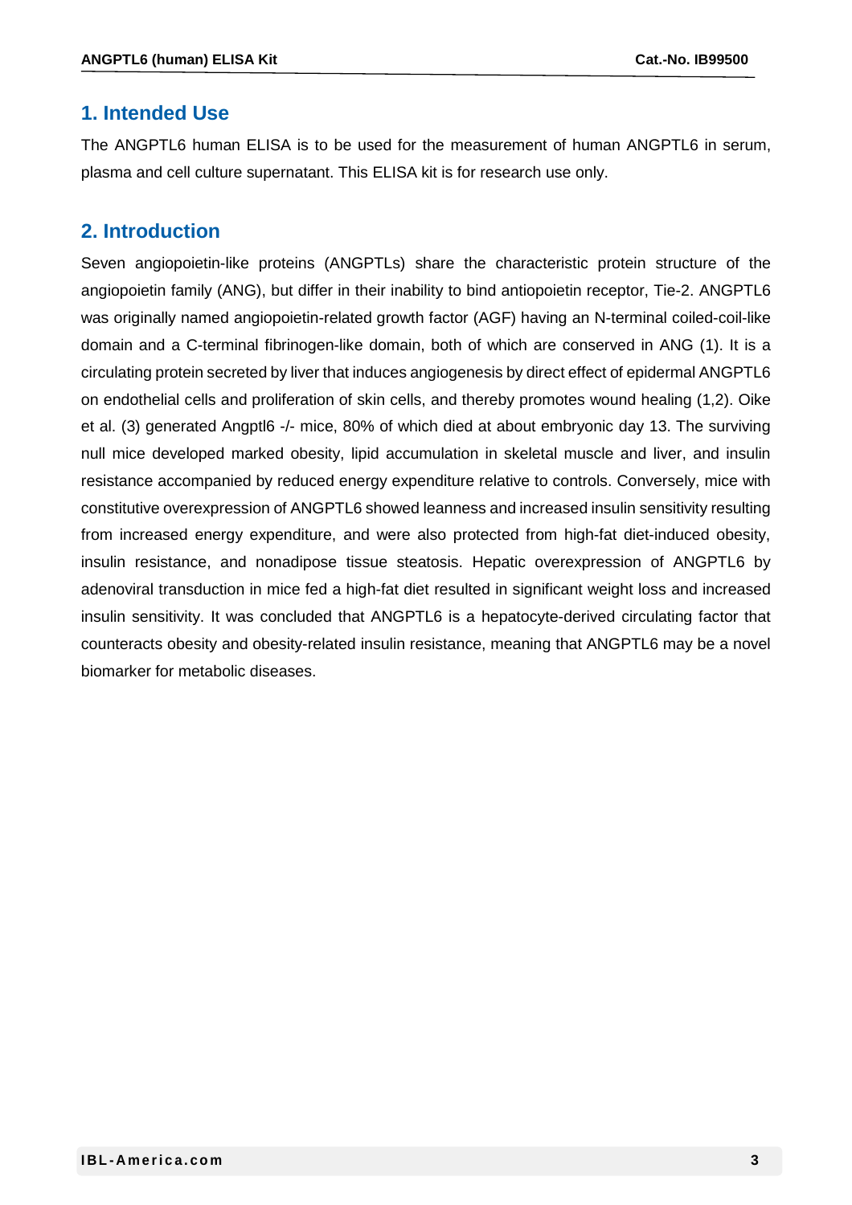## 1. Intended Use

The ANGPTL6 human ELISA is to be used for the measurement of human ANGPTL6 in serum, plasma and cell culture supernatant. This ELISA kit is for research use only.

## 2. Introduction

Seven angiopoietin-like proteins (ANGPTLs) share the characteristic protein structure of the angiopoietin family (ANG), but differ in their inability to bind antiopoietin receptor, Tie-2. ANGPTL6 was originally named angiopoietin-related growth factor (AGF) having an N-terminal coiled-coil-like domain and a C-terminal fibrinogen-like domain, both of which are conserved in ANG (1). It is a circulating protein secreted by liver that induces angiogenesis by direct effect of epidermal ANGPTL6 on endothelial cells and proliferation of skin cells, and thereby promotes wound healing (1,2). Oike et al. (3) generated Angptl6 -/- mice, 80% of which died at about embryonic day 13. The surviving null mice developed marked obesity, lipid accumulation in skeletal muscle and liver, and insulin resistance accompanied by reduced energy expenditure relative to controls. Conversely, mice with constitutive overexpression of ANGPTL6 showed leanness and increased insulin sensitivity resulting from increased energy expenditure, and were also protected from high-fat diet-induced obesity, insulin resistance, and nonadipose tissue steatosis. Hepatic overexpression of ANGPTL6 by adenoviral transduction in mice fed a high-fat diet resulted in significant weight loss and increased insulin sensitivity. It was concluded that ANGPTL6 is a hepatocyte-derived circulating factor that counteracts obesity and obesity-related insulin resistance, meaning that ANGPTL6 may be a novel biomarker for metabolic diseases.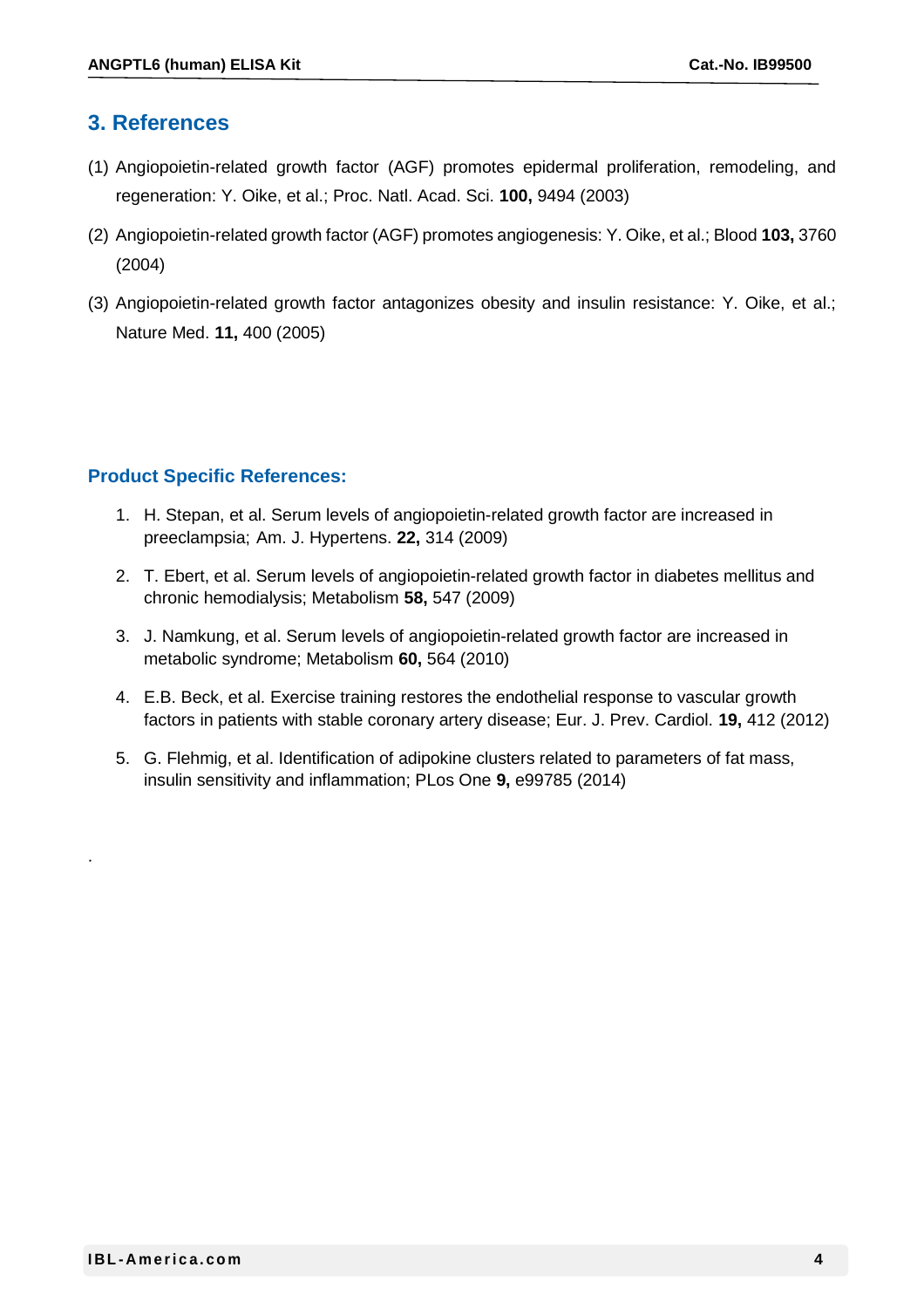## 3. References

(1) Angiopoietin-related growth factor (AGF) promotes epidermal proliferation, remodeling, and regeneration: Y. Oike, et al.; Proc. Natl. Acad. Sci. **100,** 9494 (2003)

(2) Angiopoietin-related growth factor (AGF) promotes angiogenesis: Y. Oike, et al.; Blood **103,** 3760 (2004)

(3) Angiopoietin-related growth factor antagonizes obesity and insulin resistance: Y. Oike, et al.; Nature Med. **11,** 400 (2005)

### Product Specific References:

1. H. Stepan, et al. Serum levels of angiopoietin-related growth factor are increased in preeclampsia; Am. J. Hypertens. **22,** 314 (2009)
2. T. Ebert, et al. Serum levels of angiopoietin-related growth factor in diabetes mellitus and chronic hemodialysis; Metabolism **58,** 547 (2009)
3. J. Namkung, et al. Serum levels of angiopoietin-related growth factor are increased in metabolic syndrome; Metabolism **60,** 564 (2010)
4. E.B. Beck, et al. Exercise training restores the endothelial response to vascular growth factors in patients with stable coronary artery disease; Eur. J. Prev. Cardiol. **19,** 412 (2012)
5. G. Flehmig, et al. Identification of adipokine clusters related to parameters of fat mass, insulin sensitivity and inflammation; PLos One **9,** e99785 (2014)

.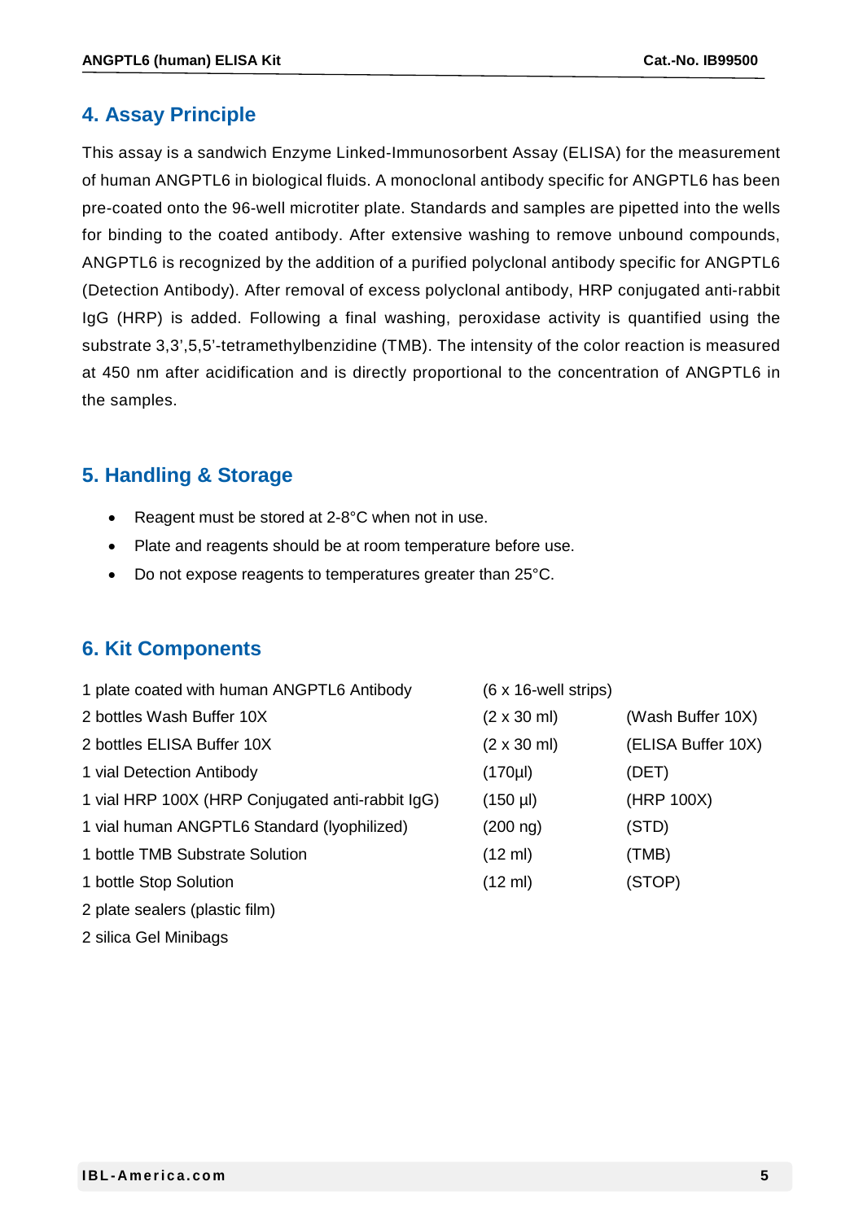## 4. Assay Principle

This assay is a sandwich Enzyme Linked-Immunosorbent Assay (ELISA) for the measurement of human ANGPTL6 in biological fluids. A monoclonal antibody specific for ANGPTL6 has been pre-coated onto the 96-well microtiter plate. Standards and samples are pipetted into the wells for binding to the coated antibody. After extensive washing to remove unbound compounds, ANGPTL6 is recognized by the addition of a purified polyclonal antibody specific for ANGPTL6 (Detection Antibody). After removal of excess polyclonal antibody, HRP conjugated anti-rabbit IgG (HRP) is added. Following a final washing, peroxidase activity is quantified using the substrate 3,3',5,5'-tetramethylbenzidine (TMB). The intensity of the color reaction is measured at 450 nm after acidification and is directly proportional to the concentration of ANGPTL6 in the samples.

## 5. Handling & Storage

- Reagent must be stored at 2-8°C when not in use.
- Plate and reagents should be at room temperature before use.
- Do not expose reagents to temperatures greater than 25°C.

## 6. Kit Components

| | | |
|---|---|---|
| 1 plate coated with human ANGPTL6 Antibody | (6 x 16-well strips) | |
| 2 bottles Wash Buffer 10X | (2 x 30 ml) | (Wash Buffer 10X) |
| 2 bottles ELISA Buffer 10X | (2 x 30 ml) | (ELISA Buffer 10X) |
| 1 vial Detection Antibody | (170µl) | (DET) |
| 1 vial HRP 100X (HRP Conjugated anti-rabbit IgG) | (150 µl) | (HRP 100X) |
| 1 vial human ANGPTL6 Standard (lyophilized) | (200 ng) | (STD) |
| 1 bottle TMB Substrate Solution | (12 ml) | (TMB) |
| 1 bottle Stop Solution | (12 ml) | (STOP) |
| 2 plate sealers (plastic film) | | |
| 2 silica Gel Minibags | | |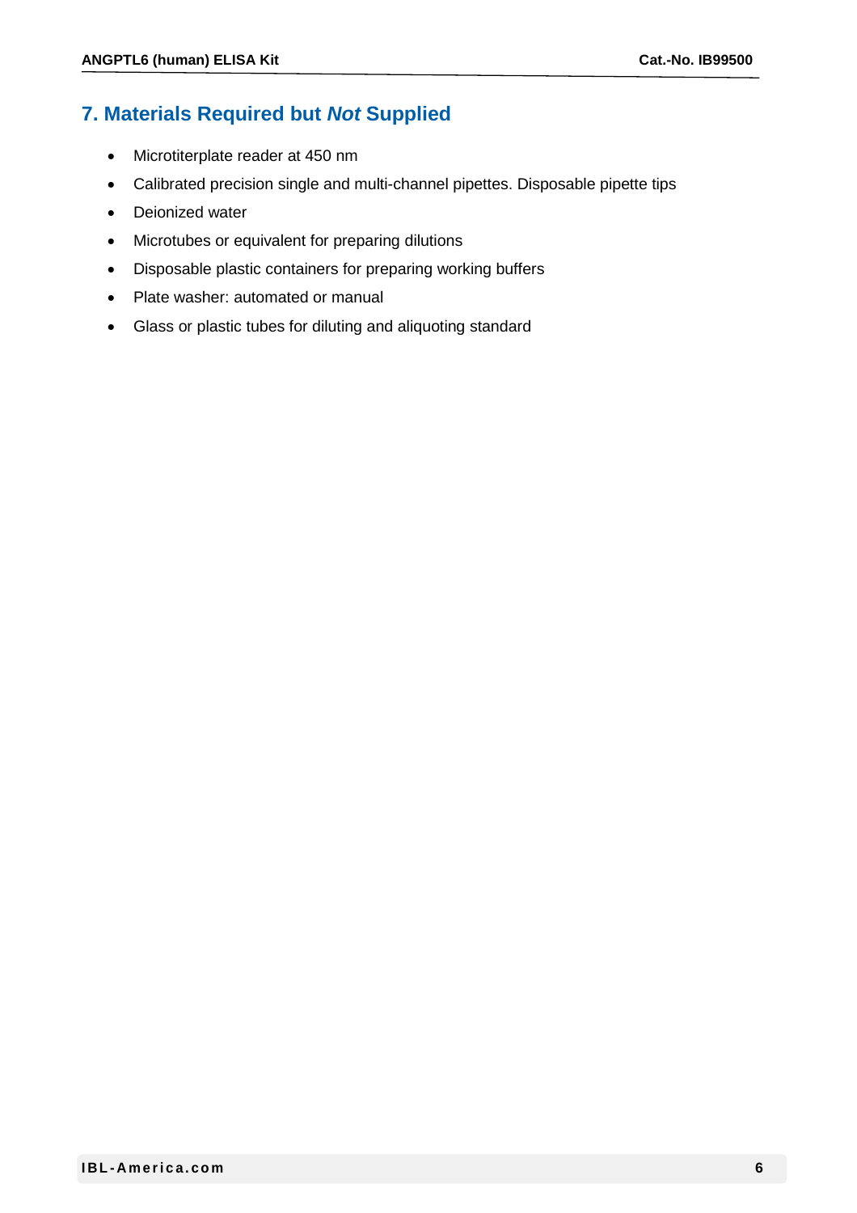## 7. Materials Required but *Not* Supplied

- Microtiterplate reader at 450 nm
- Calibrated precision single and multi-channel pipettes. Disposable pipette tips
- Deionized water
- Microtubes or equivalent for preparing dilutions
- Disposable plastic containers for preparing working buffers
- Plate washer: automated or manual
- Glass or plastic tubes for diluting and aliquoting standard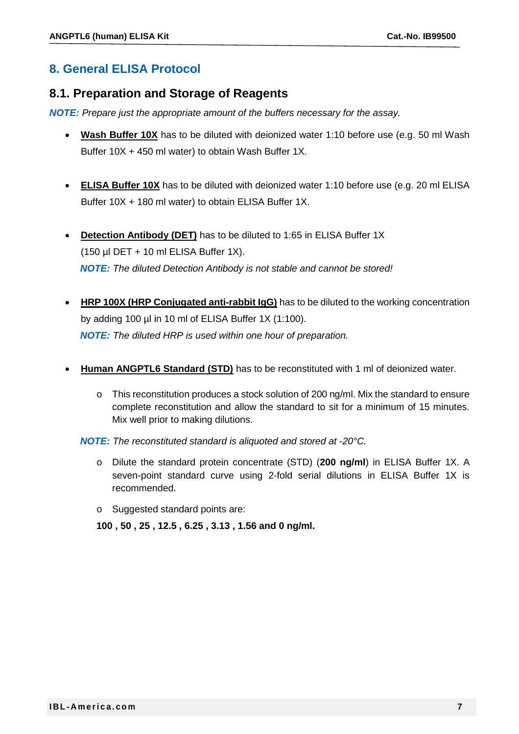## 8. General ELISA Protocol

### 8.1. Preparation and Storage of Reagents

***NOTE:*** *Prepare just the appropriate amount of the buffers necessary for the assay.*

- **Wash Buffer 10X** has to be diluted with deionized water 1:10 before use (e.g. 50 ml Wash Buffer 10X + 450 ml water) to obtain Wash Buffer 1X.

- **ELISA Buffer 10X** has to be diluted with deionized water 1:10 before use (e.g. 20 ml ELISA Buffer 10X + 180 ml water) to obtain ELISA Buffer 1X.

- **Detection Antibody (DET)** has to be diluted to 1:65 in ELISA Buffer 1X (150 µl DET + 10 ml ELISA Buffer 1X).
  ***NOTE:*** *The diluted Detection Antibody is not stable and cannot be stored!*

- **HRP 100X (HRP Conjugated anti-rabbit IgG)** has to be diluted to the working concentration by adding 100 µl in 10 ml of ELISA Buffer 1X (1:100).
  ***NOTE:*** *The diluted HRP is used within one hour of preparation.*

- **Human ANGPTL6 Standard (STD)** has to be reconstituted with 1 ml of deionized water.
  - This reconstitution produces a stock solution of 200 ng/ml. Mix the standard to ensure complete reconstitution and allow the standard to sit for a minimum of 15 minutes. Mix well prior to making dilutions.

  ***NOTE:*** *The reconstituted standard is aliquoted and stored at -20°C.*

  - Dilute the standard protein concentrate (STD) (**200 ng/ml**) in ELISA Buffer 1X. A seven-point standard curve using 2-fold serial dilutions in ELISA Buffer 1X is recommended.
  - Suggested standard points are:

  **100 , 50 , 25 , 12.5 , 6.25 , 3.13 , 1.56 and 0 ng/ml.**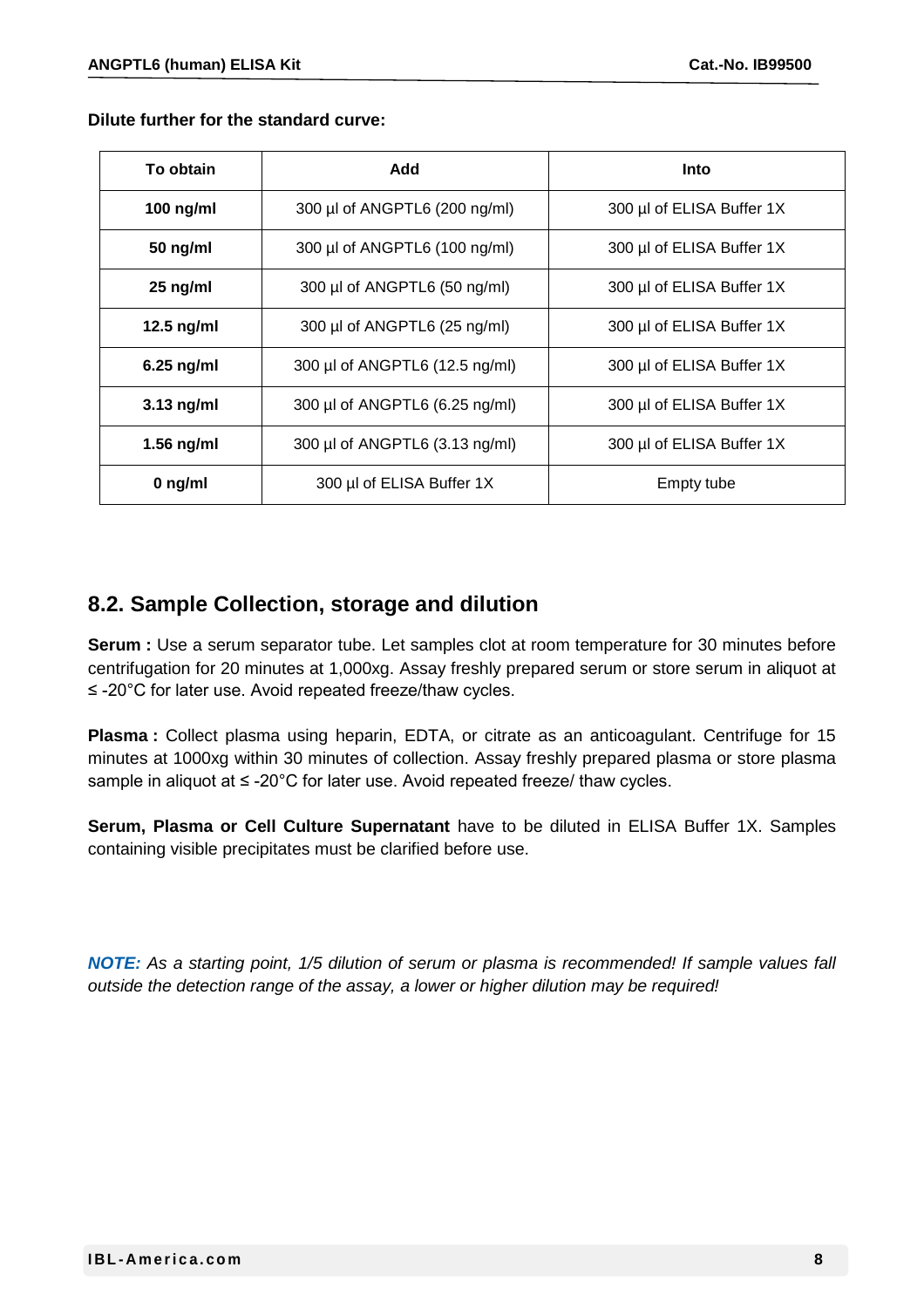**Dilute further for the standard curve:**

| To obtain | Add | Into |
|---|---|---|
| **100 ng/ml** | 300 µl of ANGPTL6 (200 ng/ml) | 300 µl of ELISA Buffer 1X |
| **50 ng/ml** | 300 µl of ANGPTL6 (100 ng/ml) | 300 µl of ELISA Buffer 1X |
| **25 ng/ml** | 300 µl of ANGPTL6 (50 ng/ml) | 300 µl of ELISA Buffer 1X |
| **12.5 ng/ml** | 300 µl of ANGPTL6 (25 ng/ml) | 300 µl of ELISA Buffer 1X |
| **6.25 ng/ml** | 300 µl of ANGPTL6 (12.5 ng/ml) | 300 µl of ELISA Buffer 1X |
| **3.13 ng/ml** | 300 µl of ANGPTL6 (6.25 ng/ml) | 300 µl of ELISA Buffer 1X |
| **1.56 ng/ml** | 300 µl of ANGPTL6 (3.13 ng/ml) | 300 µl of ELISA Buffer 1X |
| **0 ng/ml** | 300 µl of ELISA Buffer 1X | Empty tube |

## 8.2. Sample Collection, storage and dilution

**Serum :** Use a serum separator tube. Let samples clot at room temperature for 30 minutes before centrifugation for 20 minutes at 1,000xg. Assay freshly prepared serum or store serum in aliquot at ≤ -20°C for later use. Avoid repeated freeze/thaw cycles.

**Plasma :** Collect plasma using heparin, EDTA, or citrate as an anticoagulant. Centrifuge for 15 minutes at 1000xg within 30 minutes of collection. Assay freshly prepared plasma or store plasma sample in aliquot at ≤ -20°C for later use. Avoid repeated freeze/ thaw cycles.

**Serum, Plasma or Cell Culture Supernatant** have to be diluted in ELISA Buffer 1X. Samples containing visible precipitates must be clarified before use.

***NOTE:*** *As a starting point, 1/5 dilution of serum or plasma is recommended! If sample values fall outside the detection range of the assay, a lower or higher dilution may be required!*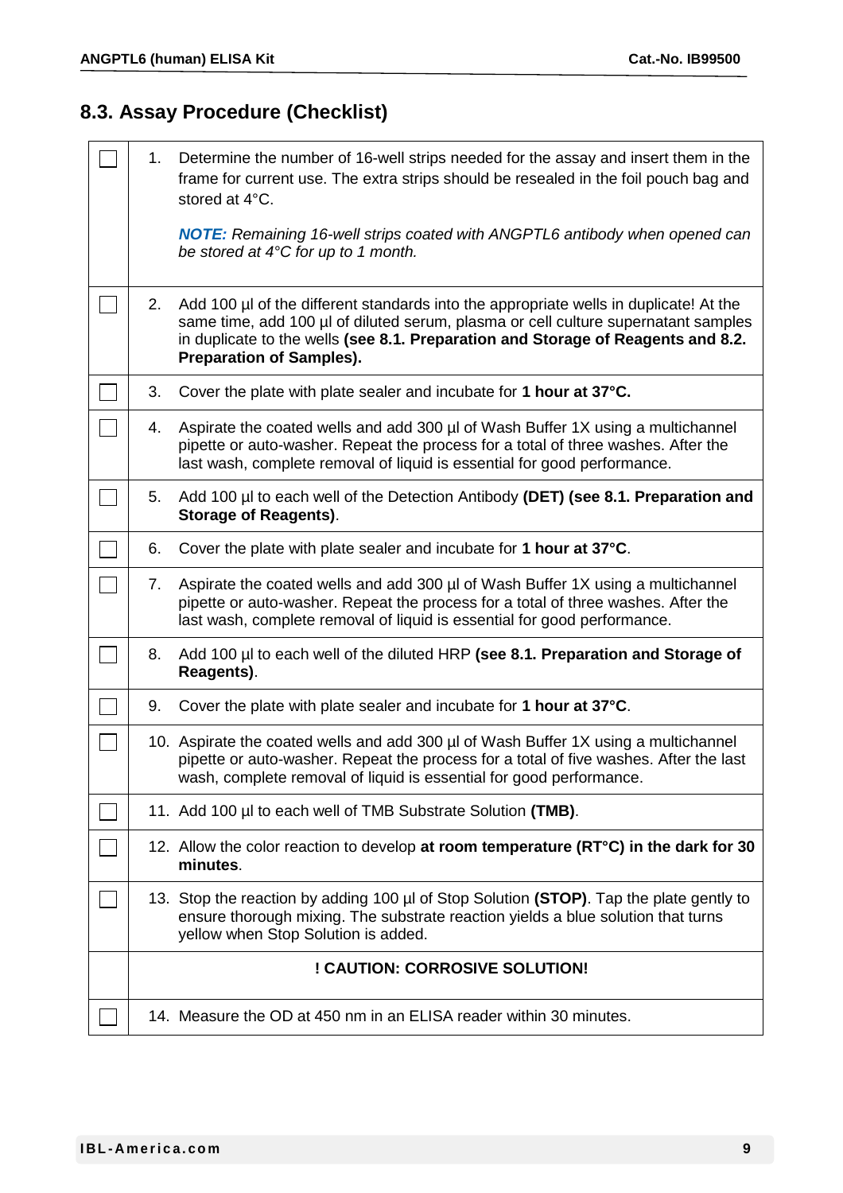## 8.3. Assay Procedure (Checklist)

| | |
|---|---|
| ☐ | 1. Determine the number of 16-well strips needed for the assay and insert them in the frame for current use. The extra strips should be resealed in the foil pouch bag and stored at 4°C.<br><br>***NOTE:*** *Remaining 16-well strips coated with ANGPTL6 antibody when opened can be stored at 4°C for up to 1 month.* |
| ☐ | 2. Add 100 µl of the different standards into the appropriate wells in duplicate! At the same time, add 100 µl of diluted serum, plasma or cell culture supernatant samples in duplicate to the wells **(see 8.1. Preparation and Storage of Reagents and 8.2. Preparation of Samples).** |
| ☐ | 3. Cover the plate with plate sealer and incubate for **1 hour at 37°C.** |
| ☐ | 4. Aspirate the coated wells and add 300 µl of Wash Buffer 1X using a multichannel pipette or auto-washer. Repeat the process for a total of three washes. After the last wash, complete removal of liquid is essential for good performance. |
| ☐ | 5. Add 100 µl to each well of the Detection Antibody **(DET) (see 8.1. Preparation and Storage of Reagents)**. |
| ☐ | 6. Cover the plate with plate sealer and incubate for **1 hour at 37°C**. |
| ☐ | 7. Aspirate the coated wells and add 300 µl of Wash Buffer 1X using a multichannel pipette or auto-washer. Repeat the process for a total of three washes. After the last wash, complete removal of liquid is essential for good performance. |
| ☐ | 8. Add 100 µl to each well of the diluted HRP **(see 8.1. Preparation and Storage of Reagents)**. |
| ☐ | 9. Cover the plate with plate sealer and incubate for **1 hour at 37°C**. |
| ☐ | 10. Aspirate the coated wells and add 300 µl of Wash Buffer 1X using a multichannel pipette or auto-washer. Repeat the process for a total of five washes. After the last wash, complete removal of liquid is essential for good performance. |
| ☐ | 11. Add 100 µl to each well of TMB Substrate Solution **(TMB)**. |
| ☐ | 12. Allow the color reaction to develop **at room temperature (RT°C) in the dark for 30 minutes**. |
| ☐ | 13. Stop the reaction by adding 100 µl of Stop Solution **(STOP)**. Tap the plate gently to ensure thorough mixing. The substrate reaction yields a blue solution that turns yellow when Stop Solution is added. |
| | **! CAUTION: CORROSIVE SOLUTION!** |
| ☐ | 14. Measure the OD at 450 nm in an ELISA reader within 30 minutes. |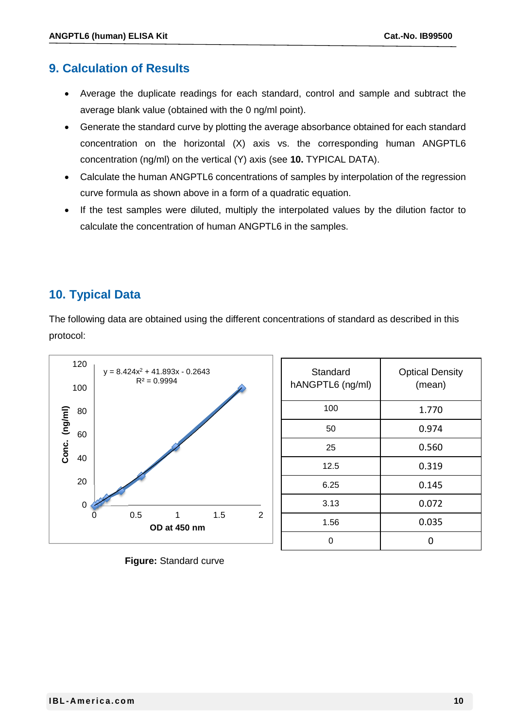## 9. Calculation of Results

- Average the duplicate readings for each standard, control and sample and subtract the average blank value (obtained with the 0 ng/ml point).
- Generate the standard curve by plotting the average absorbance obtained for each standard concentration on the horizontal (X) axis vs. the corresponding human ANGPTL6 concentration (ng/ml) on the vertical (Y) axis (see **10.** TYPICAL DATA).
- Calculate the human ANGPTL6 concentrations of samples by interpolation of the regression curve formula as shown above in a form of a quadratic equation.
- If the test samples were diluted, multiply the interpolated values by the dilution factor to calculate the concentration of human ANGPTL6 in the samples.

## 10. Typical Data

The following data are obtained using the different concentrations of standard as described in this protocol:

$y = 8.424x^2 + 41.893x - 0.2643$

$R^2 = 0.9994$

**Figure:** Standard curve

| Standard hANGPTL6 (ng/ml) | Optical Density (mean) |
|---|---|
| 100 | 1.770 |
| 50 | 0.974 |
| 25 | 0.560 |
| 12.5 | 0.319 |
| 6.25 | 0.145 |
| 3.13 | 0.072 |
| 1.56 | 0.035 |
| 0 | 0 |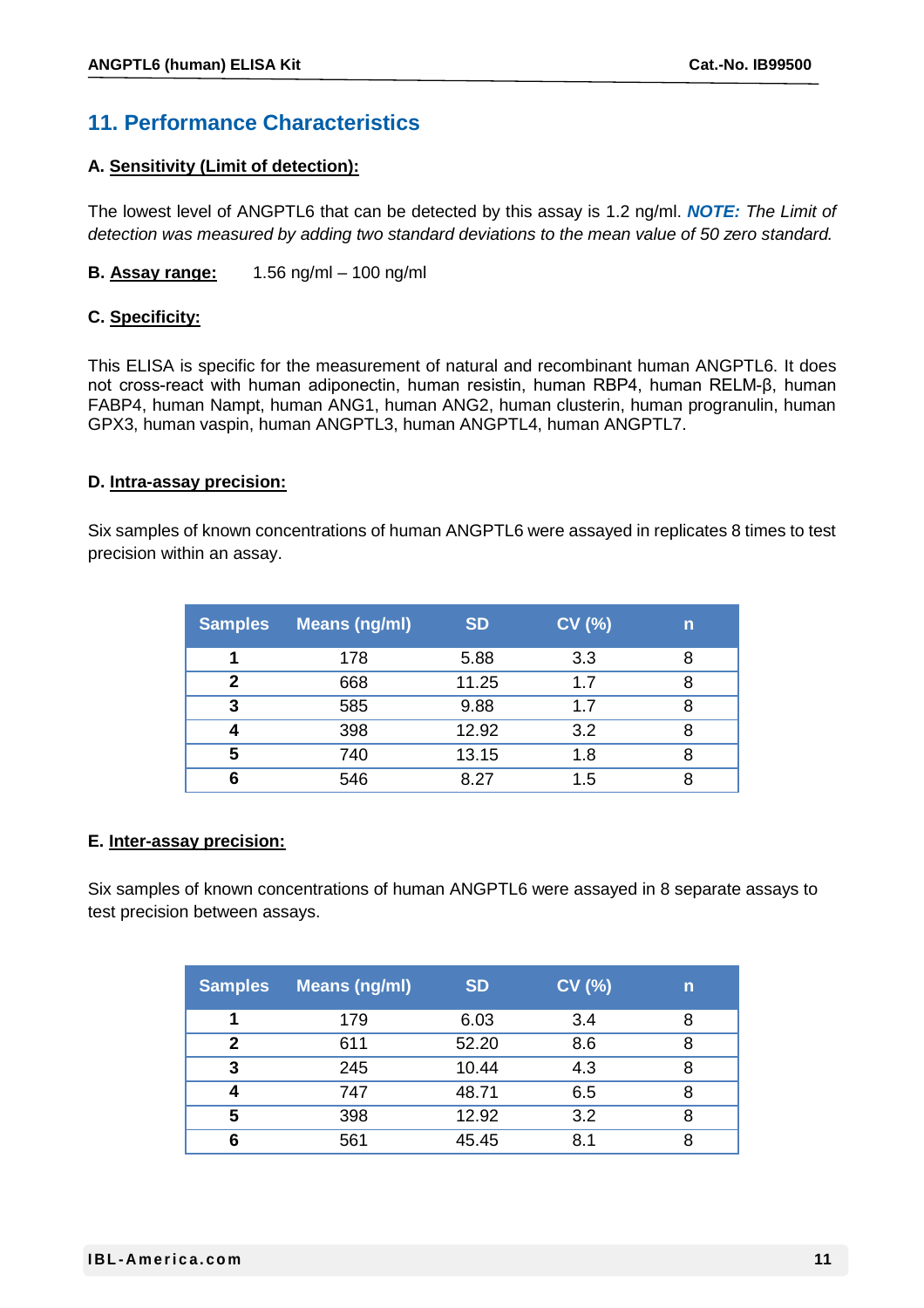## 11. Performance Characteristics

### A. Sensitivity (Limit of detection):

The lowest level of ANGPTL6 that can be detected by this assay is 1.2 ng/ml. ***NOTE:*** *The Limit of detection was measured by adding two standard deviations to the mean value of 50 zero standard.*

**B. Assay range:** 1.56 ng/ml – 100 ng/ml

### C. Specificity:

This ELISA is specific for the measurement of natural and recombinant human ANGPTL6. It does not cross-react with human adiponectin, human resistin, human RBP4, human RELM-β, human FABP4, human Nampt, human ANG1, human ANG2, human clusterin, human progranulin, human GPX3, human vaspin, human ANGPTL3, human ANGPTL4, human ANGPTL7.

### D. Intra-assay precision:

Six samples of known concentrations of human ANGPTL6 were assayed in replicates 8 times to test precision within an assay.

| Samples | Means (ng/ml) | SD | CV (%) | n |
|---|---|---|---|---|
| **1** | 178 | 5.88 | 3.3 | 8 |
| **2** | 668 | 11.25 | 1.7 | 8 |
| **3** | 585 | 9.88 | 1.7 | 8 |
| **4** | 398 | 12.92 | 3.2 | 8 |
| **5** | 740 | 13.15 | 1.8 | 8 |
| **6** | 546 | 8.27 | 1.5 | 8 |

### E. Inter-assay precision:

Six samples of known concentrations of human ANGPTL6 were assayed in 8 separate assays to test precision between assays.

| Samples | Means (ng/ml) | SD | CV (%) | n |
|---|---|---|---|---|
| **1** | 179 | 6.03 | 3.4 | 8 |
| **2** | 611 | 52.20 | 8.6 | 8 |
| **3** | 245 | 10.44 | 4.3 | 8 |
| **4** | 747 | 48.71 | 6.5 | 8 |
| **5** | 398 | 12.92 | 3.2 | 8 |
| **6** | 561 | 45.45 | 8.1 | 8 |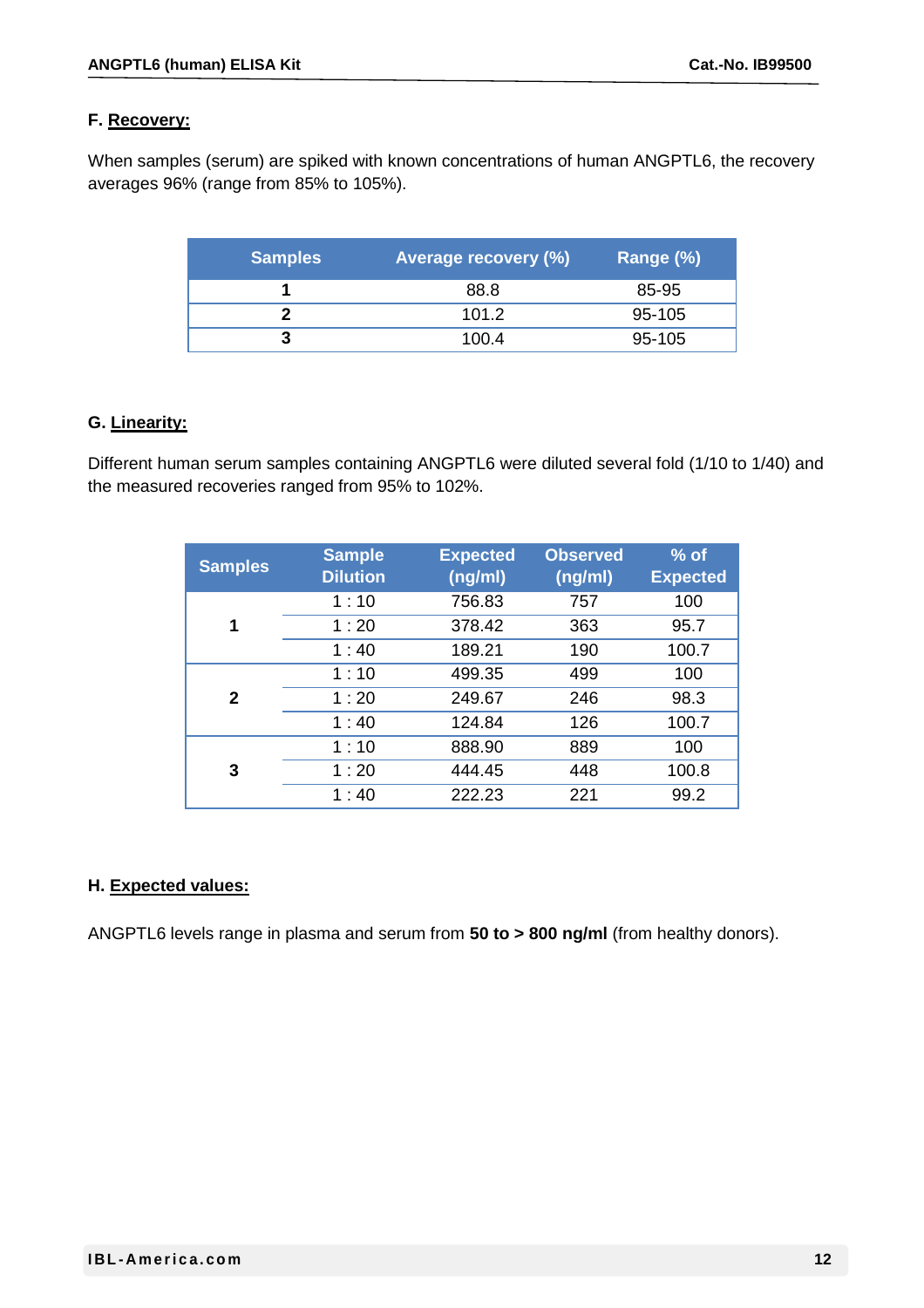### F. Recovery:

When samples (serum) are spiked with known concentrations of human ANGPTL6, the recovery averages 96% (range from 85% to 105%).

| Samples | Average recovery (%) | Range (%) |
|---|---|---|
| **1** | 88.8 | 85-95 |
| **2** | 101.2 | 95-105 |
| **3** | 100.4 | 95-105 |

### G. Linearity:

Different human serum samples containing ANGPTL6 were diluted several fold (1/10 to 1/40) and the measured recoveries ranged from 95% to 102%.

| Samples | Sample Dilution | Expected (ng/ml) | Observed (ng/ml) | % of Expected |
|---|---|---|---|---|
| **1** | 1 : 10 | 756.83 | 757 | 100 |
| | 1 : 20 | 378.42 | 363 | 95.7 |
| | 1 : 40 | 189.21 | 190 | 100.7 |
| **2** | 1 : 10 | 499.35 | 499 | 100 |
| | 1 : 20 | 249.67 | 246 | 98.3 |
| | 1 : 40 | 124.84 | 126 | 100.7 |
| **3** | 1 : 10 | 888.90 | 889 | 100 |
| | 1 : 20 | 444.45 | 448 | 100.8 |
| | 1 : 40 | 222.23 | 221 | 99.2 |

### H. Expected values:

ANGPTL6 levels range in plasma and serum from **50 to > 800 ng/ml** (from healthy donors).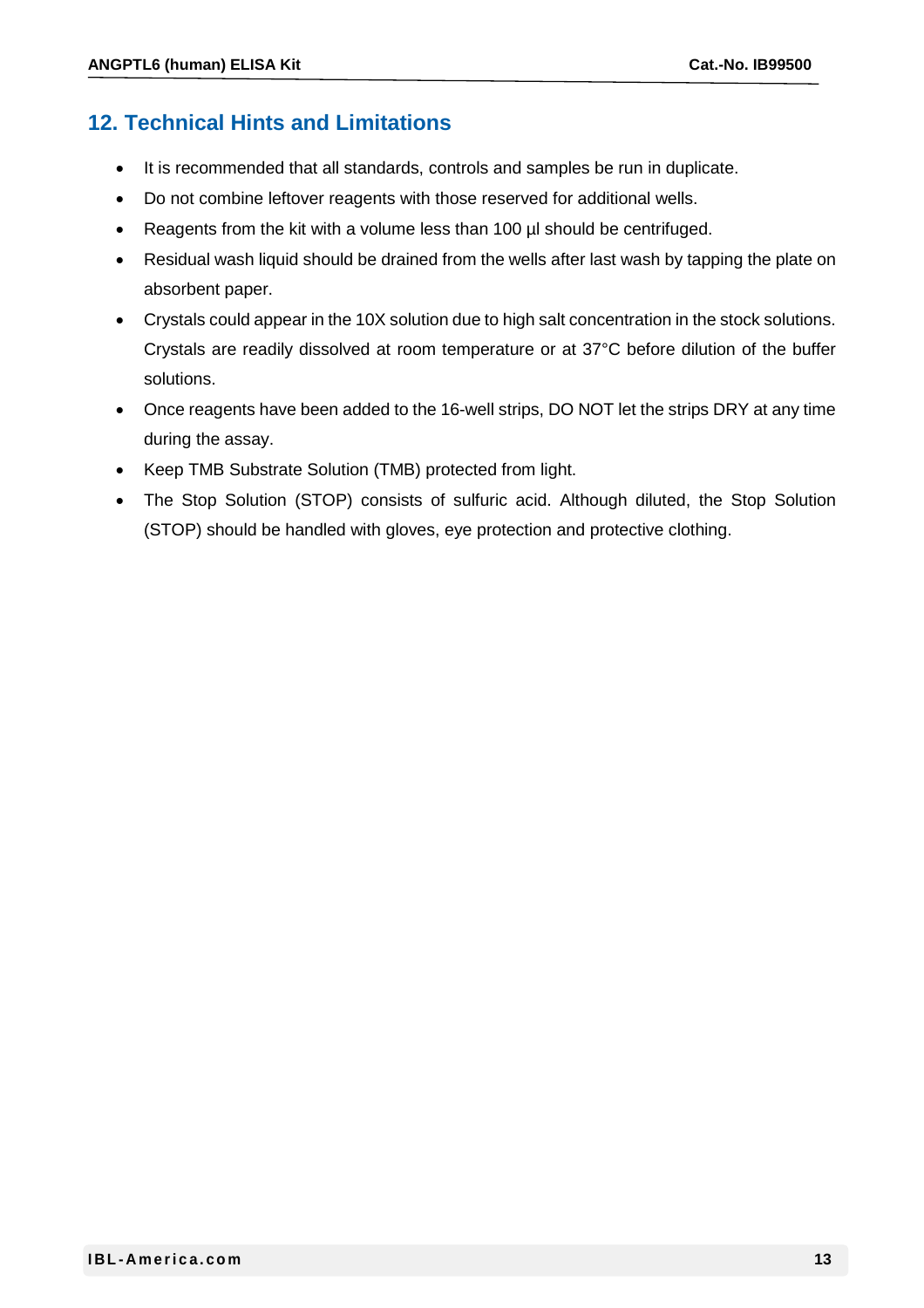## 12. Technical Hints and Limitations

- It is recommended that all standards, controls and samples be run in duplicate.
- Do not combine leftover reagents with those reserved for additional wells.
- Reagents from the kit with a volume less than 100 µl should be centrifuged.
- Residual wash liquid should be drained from the wells after last wash by tapping the plate on absorbent paper.
- Crystals could appear in the 10X solution due to high salt concentration in the stock solutions. Crystals are readily dissolved at room temperature or at 37°C before dilution of the buffer solutions.
- Once reagents have been added to the 16-well strips, DO NOT let the strips DRY at any time during the assay.
- Keep TMB Substrate Solution (TMB) protected from light.
- The Stop Solution (STOP) consists of sulfuric acid. Although diluted, the Stop Solution (STOP) should be handled with gloves, eye protection and protective clothing.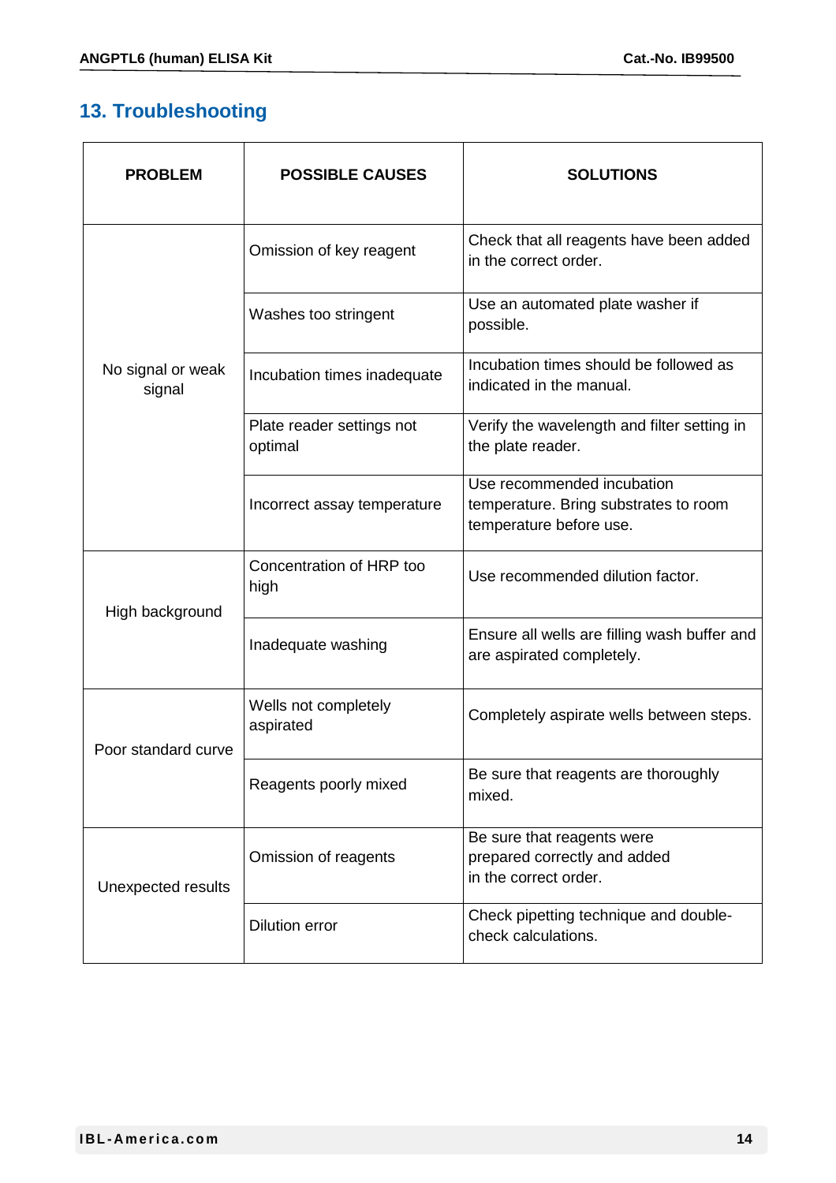## 13. Troubleshooting

| PROBLEM | POSSIBLE CAUSES | SOLUTIONS |
|---|---|---|
| No signal or weak signal | Omission of key reagent | Check that all reagents have been added in the correct order. |
| | Washes too stringent | Use an automated plate washer if possible. |
| | Incubation times inadequate | Incubation times should be followed as indicated in the manual. |
| | Plate reader settings not optimal | Verify the wavelength and filter setting in the plate reader. |
| | Incorrect assay temperature | Use recommended incubation temperature. Bring substrates to room temperature before use. |
| High background | Concentration of HRP too high | Use recommended dilution factor. |
| | Inadequate washing | Ensure all wells are filling wash buffer and are aspirated completely. |
| Poor standard curve | Wells not completely aspirated | Completely aspirate wells between steps. |
| | Reagents poorly mixed | Be sure that reagents are thoroughly mixed. |
| Unexpected results | Omission of reagents | Be sure that reagents were prepared correctly and added in the correct order. |
| | Dilution error | Check pipetting technique and double-check calculations. |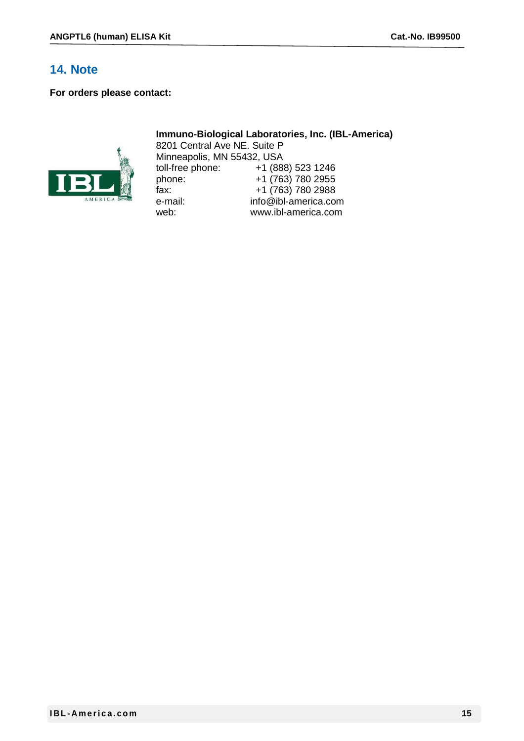## 14. Note

**For orders please contact:**

**Immuno-Biological Laboratories, Inc. (IBL-America)**
8201 Central Ave NE. Suite P
Minneapolis, MN 55432, USA

| | |
|---|---|
| toll-free phone: | +1 (888) 523 1246 |
| phone: | +1 (763) 780 2955 |
| fax: | +1 (763) 780 2988 |
| e-mail: | info@ibl-america.com |
| web: | www.ibl-america.com |